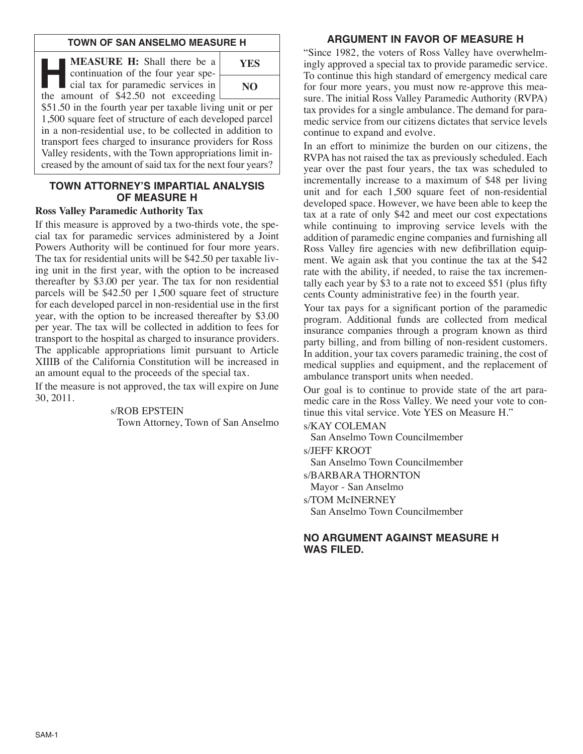## TOWN OF SAN ANSELMO MEASURE H

**H** **MEASURE H:** Shall there be a continuation of the four year special tax for paramedic services in the amount of $42.50 not exceeding $51.50 in the fourth year per taxable living unit or per 1,500 square feet of structure of each developed parcel in a non-residential use, to be collected in addition to transport fees charged to insurance providers for Ross Valley residents, with the Town appropriations limit increased by the amount of said tax for the next four years?

| YES |
|---|
| NO |

## TOWN ATTORNEY'S IMPARTIAL ANALYSIS OF MEASURE H

**Ross Valley Paramedic Authority Tax**

If this measure is approved by a two-thirds vote, the special tax for paramedic services administered by a Joint Powers Authority will be continued for four more years. The tax for residential units will be $42.50 per taxable living unit in the first year, with the option to be increased thereafter by $3.00 per year. The tax for non residential parcels will be $42.50 per 1,500 square feet of structure for each developed parcel in non-residential use in the first year, with the option to be increased thereafter by $3.00 per year. The tax will be collected in addition to fees for transport to the hospital as charged to insurance providers. The applicable appropriations limit pursuant to Article XIIIB of the California Constitution will be increased in an amount equal to the proceeds of the special tax.

If the measure is not approved, the tax will expire on June 30, 2011.

s/ROB EPSTEIN
Town Attorney, Town of San Anselmo

## ARGUMENT IN FAVOR OF MEASURE H

"Since 1982, the voters of Ross Valley have overwhelmingly approved a special tax to provide paramedic service. To continue this high standard of emergency medical care for four more years, you must now re-approve this measure. The initial Ross Valley Paramedic Authority (RVPA) tax provides for a single ambulance. The demand for paramedic service from our citizens dictates that service levels continue to expand and evolve.

In an effort to minimize the burden on our citizens, the RVPA has not raised the tax as previously scheduled. Each year over the past four years, the tax was scheduled to incrementally increase to a maximum of $48 per living unit and for each 1,500 square feet of non-residential developed space. However, we have been able to keep the tax at a rate of only $42 and meet our cost expectations while continuing to improving service levels with the addition of paramedic engine companies and furnishing all Ross Valley fire agencies with new defibrillation equipment. We again ask that you continue the tax at the $42 rate with the ability, if needed, to raise the tax incrementally each year by $3 to a rate not to exceed $51 (plus fifty cents County administrative fee) in the fourth year.

Your tax pays for a significant portion of the paramedic program. Additional funds are collected from medical insurance companies through a program known as third party billing, and from billing of non-resident customers. In addition, your tax covers paramedic training, the cost of medical supplies and equipment, and the replacement of ambulance transport units when needed.

Our goal is to continue to provide state of the art paramedic care in the Ross Valley. We need your vote to continue this vital service. Vote YES on Measure H."

s/KAY COLEMAN
San Anselmo Town Councilmember

s/JEFF KROOT
San Anselmo Town Councilmember

s/BARBARA THORNTON
Mayor - San Anselmo

s/TOM McINERNEY
San Anselmo Town Councilmember

## NO ARGUMENT AGAINST MEASURE H WAS FILED.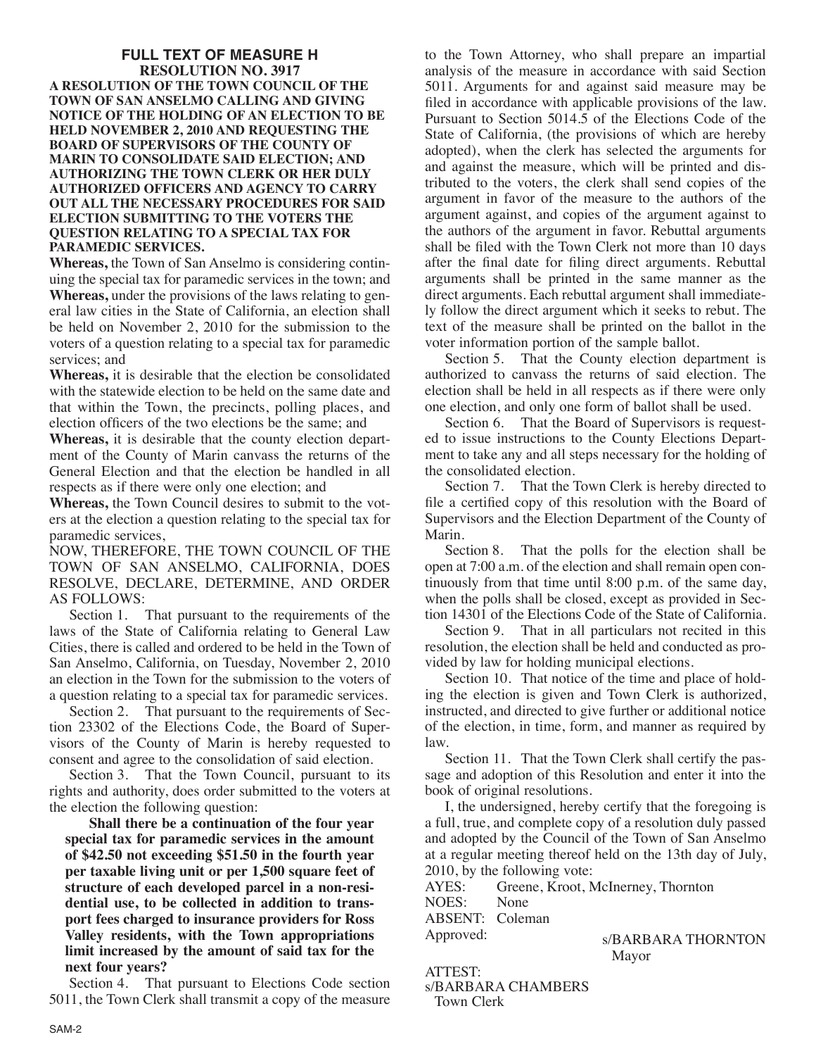## FULL TEXT OF MEASURE H
### RESOLUTION NO. 3917

**A RESOLUTION OF THE TOWN COUNCIL OF THE TOWN OF SAN ANSELMO CALLING AND GIVING NOTICE OF THE HOLDING OF AN ELECTION TO BE HELD NOVEMBER 2, 2010 AND REQUESTING THE BOARD OF SUPERVISORS OF THE COUNTY OF MARIN TO CONSOLIDATE SAID ELECTION; AND AUTHORIZING THE TOWN CLERK OR HER DULY AUTHORIZED OFFICERS AND AGENCY TO CARRY OUT ALL THE NECESSARY PROCEDURES FOR SAID ELECTION SUBMITTING TO THE VOTERS THE QUESTION RELATING TO A SPECIAL TAX FOR PARAMEDIC SERVICES.**

**Whereas,** the Town of San Anselmo is considering continuing the special tax for paramedic services in the town; and

**Whereas,** under the provisions of the laws relating to general law cities in the State of California, an election shall be held on November 2, 2010 for the submission to the voters of a question relating to a special tax for paramedic services; and

**Whereas,** it is desirable that the election be consolidated with the statewide election to be held on the same date and that within the Town, the precincts, polling places, and election officers of the two elections be the same; and

**Whereas,** it is desirable that the county election department of the County of Marin canvass the returns of the General Election and that the election be handled in all respects as if there were only one election; and

**Whereas,** the Town Council desires to submit to the voters at the election a question relating to the special tax for paramedic services,

NOW, THEREFORE, THE TOWN COUNCIL OF THE TOWN OF SAN ANSELMO, CALIFORNIA, DOES RESOLVE, DECLARE, DETERMINE, AND ORDER AS FOLLOWS:

Section 1. That pursuant to the requirements of the laws of the State of California relating to General Law Cities, there is called and ordered to be held in the Town of San Anselmo, California, on Tuesday, November 2, 2010 an election in the Town for the submission to the voters of a question relating to a special tax for paramedic services.

Section 2. That pursuant to the requirements of Section 23302 of the Elections Code, the Board of Supervisors of the County of Marin is hereby requested to consent and agree to the consolidation of said election.

Section 3. That the Town Council, pursuant to its rights and authority, does order submitted to the voters at the election the following question:

**Shall there be a continuation of the four year special tax for paramedic services in the amount of $42.50 not exceeding $51.50 in the fourth year per taxable living unit or per 1,500 square feet of structure of each developed parcel in a non-residential use, to be collected in addition to transport fees charged to insurance providers for Ross Valley residents, with the Town appropriations limit increased by the amount of said tax for the next four years?**

Section 4. That pursuant to Elections Code section 5011, the Town Clerk shall transmit a copy of the measure to the Town Attorney, who shall prepare an impartial analysis of the measure in accordance with said Section 5011. Arguments for and against said measure may be filed in accordance with applicable provisions of the law. Pursuant to Section 5014.5 of the Elections Code of the State of California, (the provisions of which are hereby adopted), when the clerk has selected the arguments for and against the measure, which will be printed and distributed to the voters, the clerk shall send copies of the argument in favor of the measure to the authors of the argument against, and copies of the argument against to the authors of the argument in favor. Rebuttal arguments shall be filed with the Town Clerk not more than 10 days after the final date for filing direct arguments. Rebuttal arguments shall be printed in the same manner as the direct arguments. Each rebuttal argument shall immediately follow the direct argument which it seeks to rebut. The text of the measure shall be printed on the ballot in the voter information portion of the sample ballot.

Section 5. That the County election department is authorized to canvass the returns of said election. The election shall be held in all respects as if there were only one election, and only one form of ballot shall be used.

Section 6. That the Board of Supervisors is requested to issue instructions to the County Elections Department to take any and all steps necessary for the holding of the consolidated election.

Section 7. That the Town Clerk is hereby directed to file a certified copy of this resolution with the Board of Supervisors and the Election Department of the County of Marin.

Section 8. That the polls for the election shall be open at 7:00 a.m. of the election and shall remain open continuously from that time until 8:00 p.m. of the same day, when the polls shall be closed, except as provided in Section 14301 of the Elections Code of the State of California.

Section 9. That in all particulars not recited in this resolution, the election shall be held and conducted as provided by law for holding municipal elections.

Section 10. That notice of the time and place of holding the election is given and Town Clerk is authorized, instructed, and directed to give further or additional notice of the election, in time, form, and manner as required by law.

Section 11. That the Town Clerk shall certify the passage and adoption of this Resolution and enter it into the book of original resolutions.

I, the undersigned, hereby certify that the foregoing is a full, true, and complete copy of a resolution duly passed and adopted by the Council of the Town of San Anselmo at a regular meeting thereof held on the 13th day of July, 2010, by the following vote:

AYES: Greene, Kroot, McInerney, Thornton
NOES: None
ABSENT: Coleman

Approved:
s/BARBARA THORNTON
Mayor

ATTEST:
s/BARBARA CHAMBERS
Town Clerk